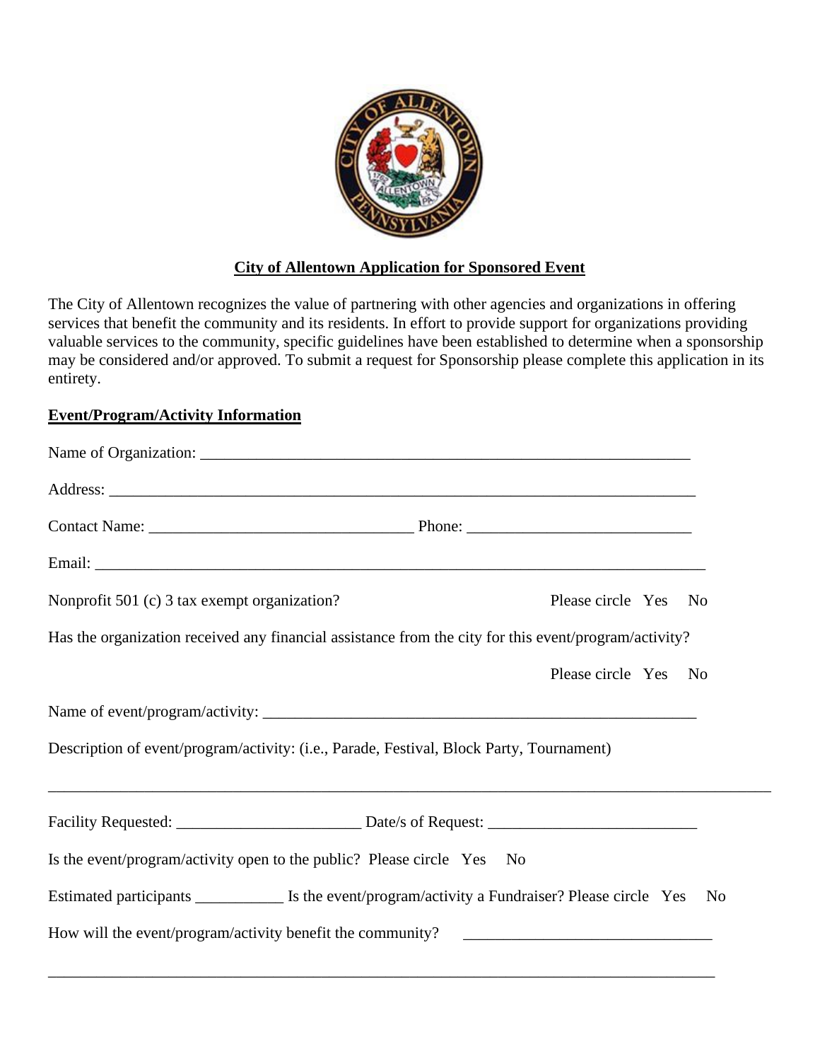## City of Allentown Application for Sponsored Event

The City of Allentown recognizes the value of partnering with other agencies and organizations in offering services that benefit the community and its residents. In effort to provide support for organizations providing valuable services to the community, specific guidelines have been established to determine when a sponsorship may be considered and/or approved. To submit a request for Sponsorship please complete this application in its entirety.

### Event/Program/Activity Information

Name of Organization: ______________________________________________________________

Address: ___________________________________________________________________________

Contact Name: ________________________________ Phone: ___________________________

Email: ______________________________________________________________________________

Nonprofit 501 (c) 3 tax exempt organization? Please circle Yes No

Has the organization received any financial assistance from the city for this event/program/activity?

Please circle Yes No

Name of event/program/activity: _______________________________________________________

Description of event/program/activity: (i.e., Parade, Festival, Block Party, Tournament)

_____________________________________________________________________________________

Facility Requested: ______________________ Date/s of Request: _________________________

Is the event/program/activity open to the public? Please circle Yes No

Estimated participants ___________ Is the event/program/activity a Fundraiser? Please circle Yes No

How will the event/program/activity benefit the community? ______________________________

_____________________________________________________________________________________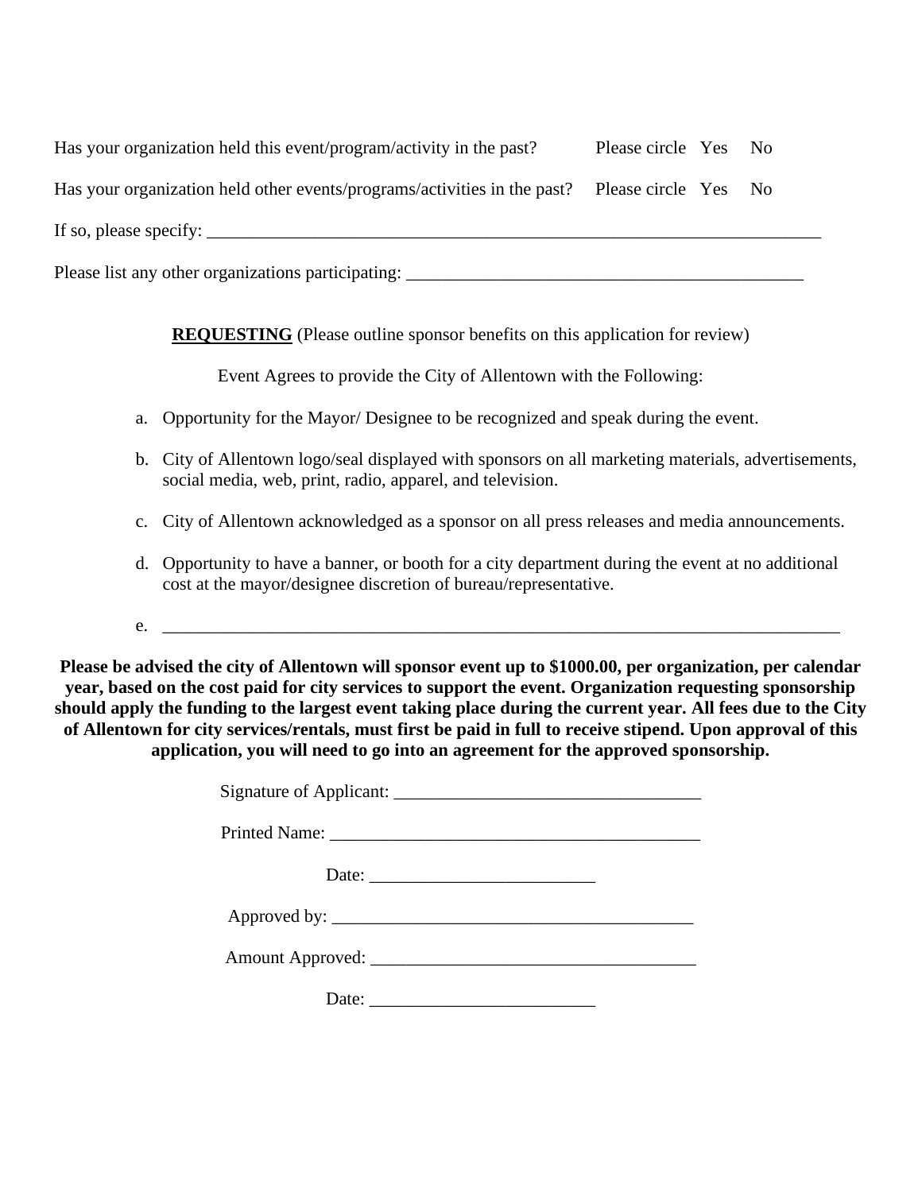Has your organization held this event/program/activity in the past? Please circle Yes No

Has your organization held other events/programs/activities in the past? Please circle Yes No

If so, please specify: ___________________________________________________________________________

Please list any other organizations participating: ______________________________________________

**REQUESTING** (Please outline sponsor benefits on this application for review)

Event Agrees to provide the City of Allentown with the Following:

a. Opportunity for the Mayor/ Designee to be recognized and speak during the event.

b. City of Allentown logo/seal displayed with sponsors on all marketing materials, advertisements, social media, web, print, radio, apparel, and television.

c. City of Allentown acknowledged as a sponsor on all press releases and media announcements.

d. Opportunity to have a banner, or booth for a city department during the event at no additional cost at the mayor/designee discretion of bureau/representative.

e. ______________________________________________________________________________

**Please be advised the city of Allentown will sponsor event up to $1000.00, per organization, per calendar year, based on the cost paid for city services to support the event. Organization requesting sponsorship should apply the funding to the largest event taking place during the current year. All fees due to the City of Allentown for city services/rentals, must first be paid in full to receive stipend. Upon approval of this application, you will need to go into an agreement for the approved sponsorship.**

Signature of Applicant: __________________________________

Printed Name: __________________________________________

Date: _________________________

Approved by: _________________________________________

Amount Approved: ___________________________________

Date: _________________________